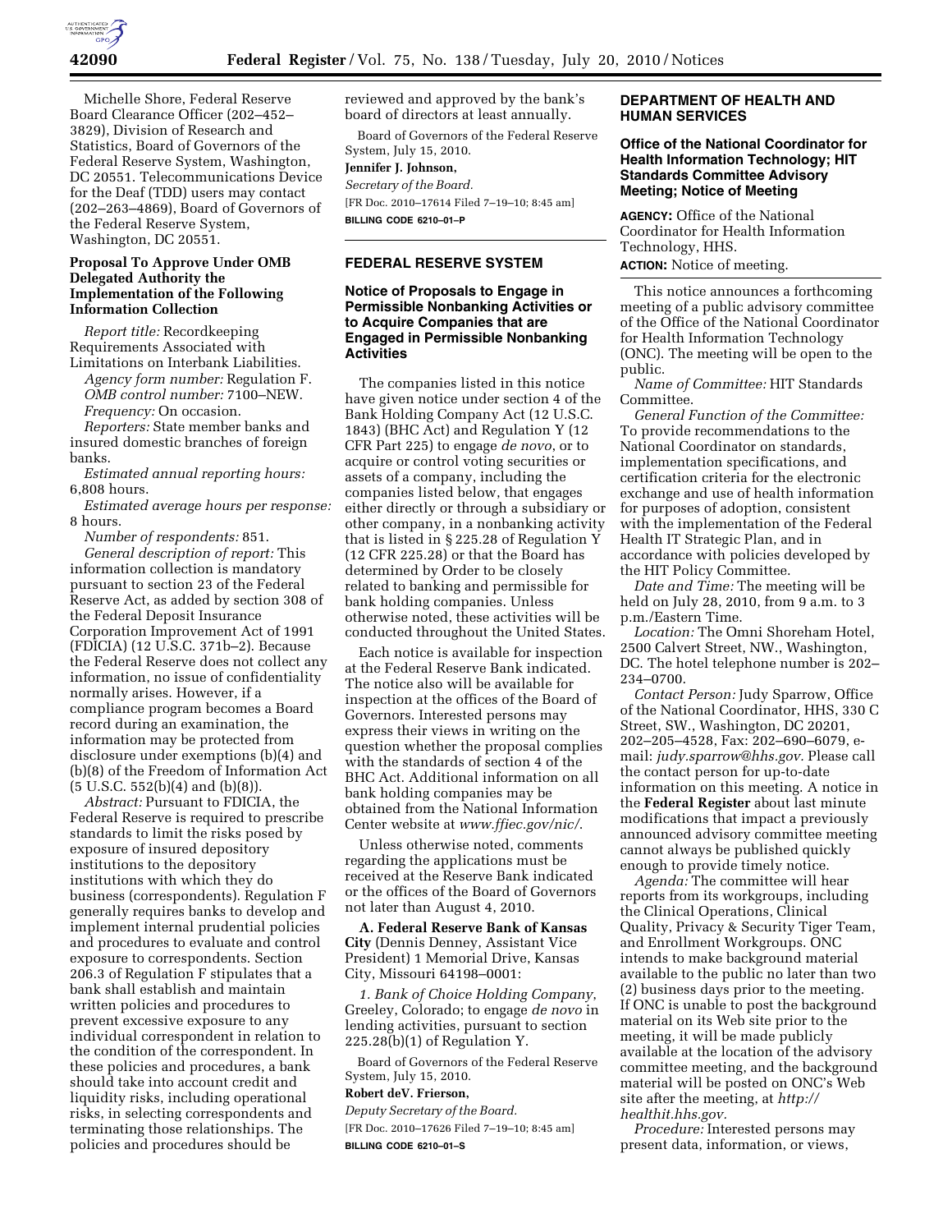Michelle Shore, Federal Reserve Board Clearance Officer (202–452–3829), Division of Research and Statistics, Board of Governors of the Federal Reserve System, Washington, DC 20551. Telecommunications Device for the Deaf (TDD) users may contact (202–263–4869), Board of Governors of the Federal Reserve System, Washington, DC 20551.

**Proposal To Approve Under OMB Delegated Authority the Implementation of the Following Information Collection**

*Report title:* Recordkeeping Requirements Associated with Limitations on Interbank Liabilities.

*Agency form number:* Regulation F.

*OMB control number:* 7100–NEW.

*Frequency:* On occasion.

*Reporters:* State member banks and insured domestic branches of foreign banks.

*Estimated annual reporting hours:* 6,808 hours.

*Estimated average hours per response:* 8 hours.

*Number of respondents:* 851.

*General description of report:* This information collection is mandatory pursuant to section 23 of the Federal Reserve Act, as added by section 308 of the Federal Deposit Insurance Corporation Improvement Act of 1991 (FDICIA) (12 U.S.C. 371b–2). Because the Federal Reserve does not collect any information, no issue of confidentiality normally arises. However, if a compliance program becomes a Board record during an examination, the information may be protected from disclosure under exemptions (b)(4) and (b)(8) of the Freedom of Information Act (5 U.S.C. 552(b)(4) and (b)(8)).

*Abstract:* Pursuant to FDICIA, the Federal Reserve is required to prescribe standards to limit the risks posed by exposure of insured depository institutions to the depository institutions with which they do business (correspondents). Regulation F generally requires banks to develop and implement internal prudential policies and procedures to evaluate and control exposure to correspondents. Section 206.3 of Regulation F stipulates that a bank shall establish and maintain written policies and procedures to prevent excessive exposure to any individual correspondent in relation to the condition of the correspondent. In these policies and procedures, a bank should take into account credit and liquidity risks, including operational risks, in selecting correspondents and terminating those relationships. The policies and procedures should be reviewed and approved by the bank's board of directors at least annually.

Board of Governors of the Federal Reserve System, July 15, 2010.

**Jennifer J. Johnson,**

*Secretary of the Board.*

[FR Doc. 2010–17614 Filed 7–19–10; 8:45 am]

**BILLING CODE 6210–01–P**

---

**FEDERAL RESERVE SYSTEM**

**Notice of Proposals to Engage in Permissible Nonbanking Activities or to Acquire Companies that are Engaged in Permissible Nonbanking Activities**

The companies listed in this notice have given notice under section 4 of the Bank Holding Company Act (12 U.S.C. 1843) (BHC Act) and Regulation Y (12 CFR Part 225) to engage *de novo*, or to acquire or control voting securities or assets of a company, including the companies listed below, that engages either directly or through a subsidiary or other company, in a nonbanking activity that is listed in § 225.28 of Regulation Y (12 CFR 225.28) or that the Board has determined by Order to be closely related to banking and permissible for bank holding companies. Unless otherwise noted, these activities will be conducted throughout the United States.

Each notice is available for inspection at the Federal Reserve Bank indicated. The notice also will be available for inspection at the offices of the Board of Governors. Interested persons may express their views in writing on the question whether the proposal complies with the standards of section 4 of the BHC Act. Additional information on all bank holding companies may be obtained from the National Information Center website at *www.ffiec.gov/nic/*.

Unless otherwise noted, comments regarding the applications must be received at the Reserve Bank indicated or the offices of the Board of Governors not later than August 4, 2010.

**A. Federal Reserve Bank of Kansas City** (Dennis Denney, Assistant Vice President) 1 Memorial Drive, Kansas City, Missouri 64198–0001:

*1. Bank of Choice Holding Company*, Greeley, Colorado; to engage *de novo* in lending activities, pursuant to section 225.28(b)(1) of Regulation Y.

Board of Governors of the Federal Reserve System, July 15, 2010.

**Robert deV. Frierson,**

*Deputy Secretary of the Board.*

[FR Doc. 2010–17626 Filed 7–19–10; 8:45 am]

**BILLING CODE 6210–01–S**

---

**DEPARTMENT OF HEALTH AND HUMAN SERVICES**

**Office of the National Coordinator for Health Information Technology; HIT Standards Committee Advisory Meeting; Notice of Meeting**

**AGENCY:** Office of the National Coordinator for Health Information Technology, HHS.

**ACTION:** Notice of meeting.

This notice announces a forthcoming meeting of a public advisory committee of the Office of the National Coordinator for Health Information Technology (ONC). The meeting will be open to the public.

*Name of Committee:* HIT Standards Committee.

*General Function of the Committee:* To provide recommendations to the National Coordinator on standards, implementation specifications, and certification criteria for the electronic exchange and use of health information for purposes of adoption, consistent with the implementation of the Federal Health IT Strategic Plan, and in accordance with policies developed by the HIT Policy Committee.

*Date and Time:* The meeting will be held on July 28, 2010, from 9 a.m. to 3 p.m./Eastern Time.

*Location:* The Omni Shoreham Hotel, 2500 Calvert Street, NW., Washington, DC. The hotel telephone number is 202–234–0700.

*Contact Person:* Judy Sparrow, Office of the National Coordinator, HHS, 330 C Street, SW., Washington, DC 20201, 202–205–4528, Fax: 202–690–6079, e-mail: *judy.sparrow@hhs.gov*. Please call the contact person for up-to-date information on this meeting. A notice in the **Federal Register** about last minute modifications that impact a previously announced advisory committee meeting cannot always be published quickly enough to provide timely notice.

*Agenda:* The committee will hear reports from its workgroups, including the Clinical Operations, Clinical Quality, Privacy & Security Tiger Team, and Enrollment Workgroups. ONC intends to make background material available to the public no later than two (2) business days prior to the meeting. If ONC is unable to post the background material on its Web site prior to the meeting, it will be made publicly available at the location of the advisory committee meeting, and the background material will be posted on ONC's Web site after the meeting, at *http://healthit.hhs.gov*.

*Procedure:* Interested persons may present data, information, or views,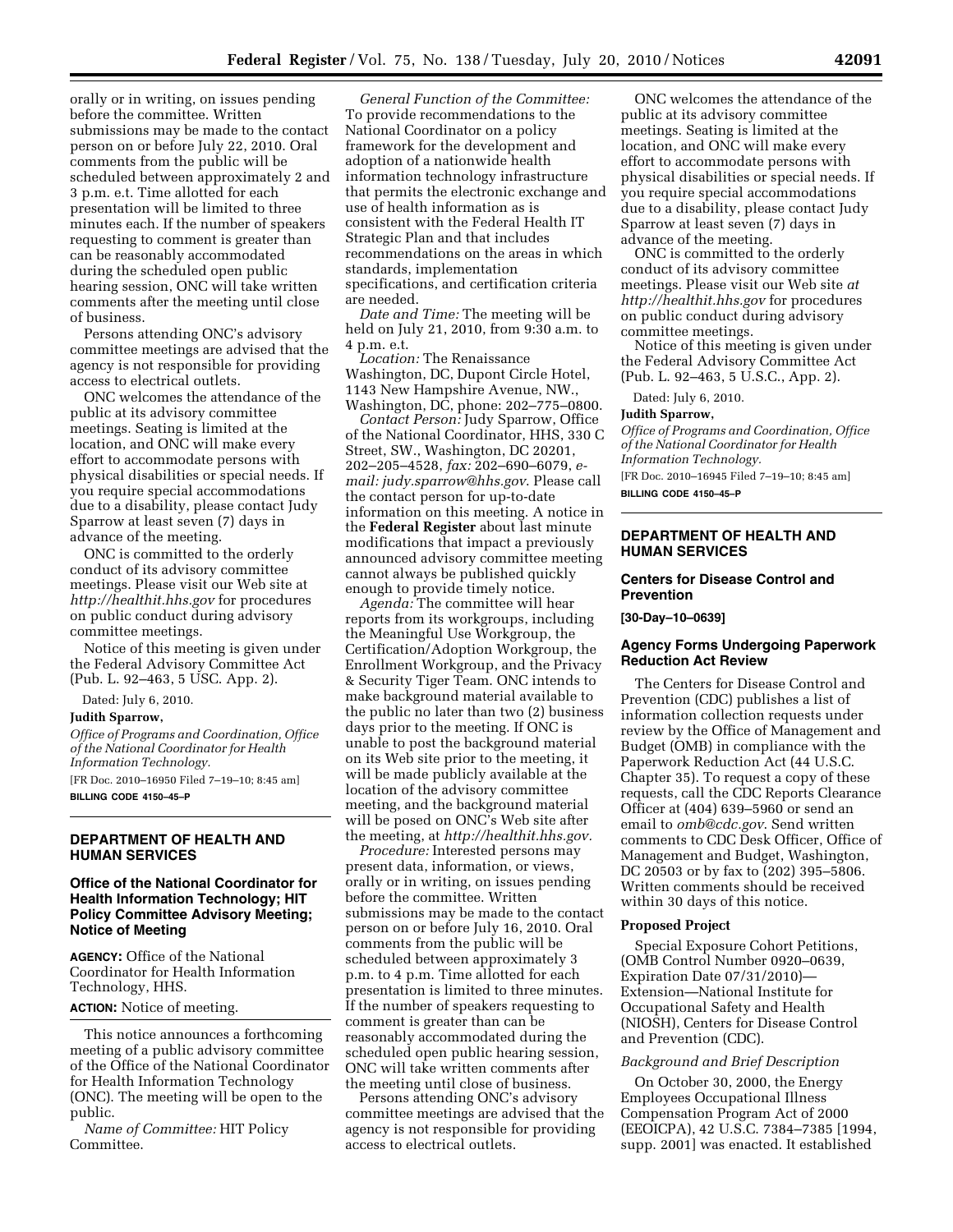orally or in writing, on issues pending before the committee. Written submissions may be made to the contact person on or before July 22, 2010. Oral comments from the public will be scheduled between approximately 2 and 3 p.m. e.t. Time allotted for each presentation will be limited to three minutes each. If the number of speakers requesting to comment is greater than can be reasonably accommodated during the scheduled open public hearing session, ONC will take written comments after the meeting until close of business.

Persons attending ONC's advisory committee meetings are advised that the agency is not responsible for providing access to electrical outlets.

ONC welcomes the attendance of the public at its advisory committee meetings. Seating is limited at the location, and ONC will make every effort to accommodate persons with physical disabilities or special needs. If you require special accommodations due to a disability, please contact Judy Sparrow at least seven (7) days in advance of the meeting.

ONC is committed to the orderly conduct of its advisory committee meetings. Please visit our Web site at *http://healthit.hhs.gov* for procedures on public conduct during advisory committee meetings.

Notice of this meeting is given under the Federal Advisory Committee Act (Pub. L. 92–463, 5 USC. App. 2).

Dated: July 6, 2010.

**Judith Sparrow,**

*Office of Programs and Coordination, Office of the National Coordinator for Health Information Technology.*

[FR Doc. 2010–16950 Filed 7–19–10; 8:45 am]

**BILLING CODE 4150–45–P**

---

## DEPARTMENT OF HEALTH AND HUMAN SERVICES

### Office of the National Coordinator for Health Information Technology; HIT Policy Committee Advisory Meeting; Notice of Meeting

**AGENCY:** Office of the National Coordinator for Health Information Technology, HHS.

**ACTION:** Notice of meeting.

This notice announces a forthcoming meeting of a public advisory committee of the Office of the National Coordinator for Health Information Technology (ONC). The meeting will be open to the public.

*Name of Committee:* HIT Policy Committee.

*General Function of the Committee:* To provide recommendations to the National Coordinator on a policy framework for the development and adoption of a nationwide health information technology infrastructure that permits the electronic exchange and use of health information as is consistent with the Federal Health IT Strategic Plan and that includes recommendations on the areas in which standards, implementation specifications, and certification criteria are needed.

*Date and Time:* The meeting will be held on July 21, 2010, from 9:30 a.m. to 4 p.m. e.t.

*Location:* The Renaissance Washington, DC, Dupont Circle Hotel, 1143 New Hampshire Avenue, NW., Washington, DC, phone: 202–775–0800.

*Contact Person:* Judy Sparrow, Office of the National Coordinator, HHS, 330 C Street, SW., Washington, DC 20201, 202–205–4528, *fax:* 202–690–6079, *e-mail: judy.sparrow@hhs.gov*. Please call the contact person for up-to-date information on this meeting. A notice in the **Federal Register** about last minute modifications that impact a previously announced advisory committee meeting cannot always be published quickly enough to provide timely notice.

*Agenda:* The committee will hear reports from its workgroups, including the Meaningful Use Workgroup, the Certification/Adoption Workgroup, the Enrollment Workgroup, and the Privacy & Security Tiger Team. ONC intends to make background material available to the public no later than two (2) business days prior to the meeting. If ONC is unable to post the background material on its Web site prior to the meeting, it will be made publicly available at the location of the advisory committee meeting, and the background material will be posed on ONC's Web site after the meeting, at *http://healthit.hhs.gov.*

*Procedure:* Interested persons may present data, information, or views, orally or in writing, on issues pending before the committee. Written submissions may be made to the contact person on or before July 16, 2010. Oral comments from the public will be scheduled between approximately 3 p.m. to 4 p.m. Time allotted for each presentation is limited to three minutes. If the number of speakers requesting to comment is greater than can be reasonably accommodated during the scheduled open public hearing session, ONC will take written comments after the meeting until close of business.

Persons attending ONC's advisory committee meetings are advised that the agency is not responsible for providing access to electrical outlets.

ONC welcomes the attendance of the public at its advisory committee meetings. Seating is limited at the location, and ONC will make every effort to accommodate persons with physical disabilities or special needs. If you require special accommodations due to a disability, please contact Judy Sparrow at least seven (7) days in advance of the meeting.

ONC is committed to the orderly conduct of its advisory committee meetings. Please visit our Web site *at http://healthit.hhs.gov* for procedures on public conduct during advisory committee meetings.

Notice of this meeting is given under the Federal Advisory Committee Act (Pub. L. 92–463, 5 U.S.C., App. 2).

Dated: July 6, 2010.

**Judith Sparrow,**

*Office of Programs and Coordination, Office of the National Coordinator for Health Information Technology.*

[FR Doc. 2010–16945 Filed 7–19–10; 8:45 am]

**BILLING CODE 4150–45–P**

---

## DEPARTMENT OF HEALTH AND HUMAN SERVICES

### Centers for Disease Control and Prevention

**[30-Day–10–0639]**

### Agency Forms Undergoing Paperwork Reduction Act Review

The Centers for Disease Control and Prevention (CDC) publishes a list of information collection requests under review by the Office of Management and Budget (OMB) in compliance with the Paperwork Reduction Act (44 U.S.C. Chapter 35). To request a copy of these requests, call the CDC Reports Clearance Officer at (404) 639–5960 or send an email to *omb@cdc.gov*. Send written comments to CDC Desk Officer, Office of Management and Budget, Washington, DC 20503 or by fax to (202) 395–5806. Written comments should be received within 30 days of this notice.

#### Proposed Project

Special Exposure Cohort Petitions, (OMB Control Number 0920–0639, Expiration Date 07/31/2010)—Extension—National Institute for Occupational Safety and Health (NIOSH), Centers for Disease Control and Prevention (CDC).

#### *Background and Brief Description*

On October 30, 2000, the Energy Employees Occupational Illness Compensation Program Act of 2000 (EEOICPA), 42 U.S.C. 7384–7385 [1994, supp. 2001] was enacted. It established